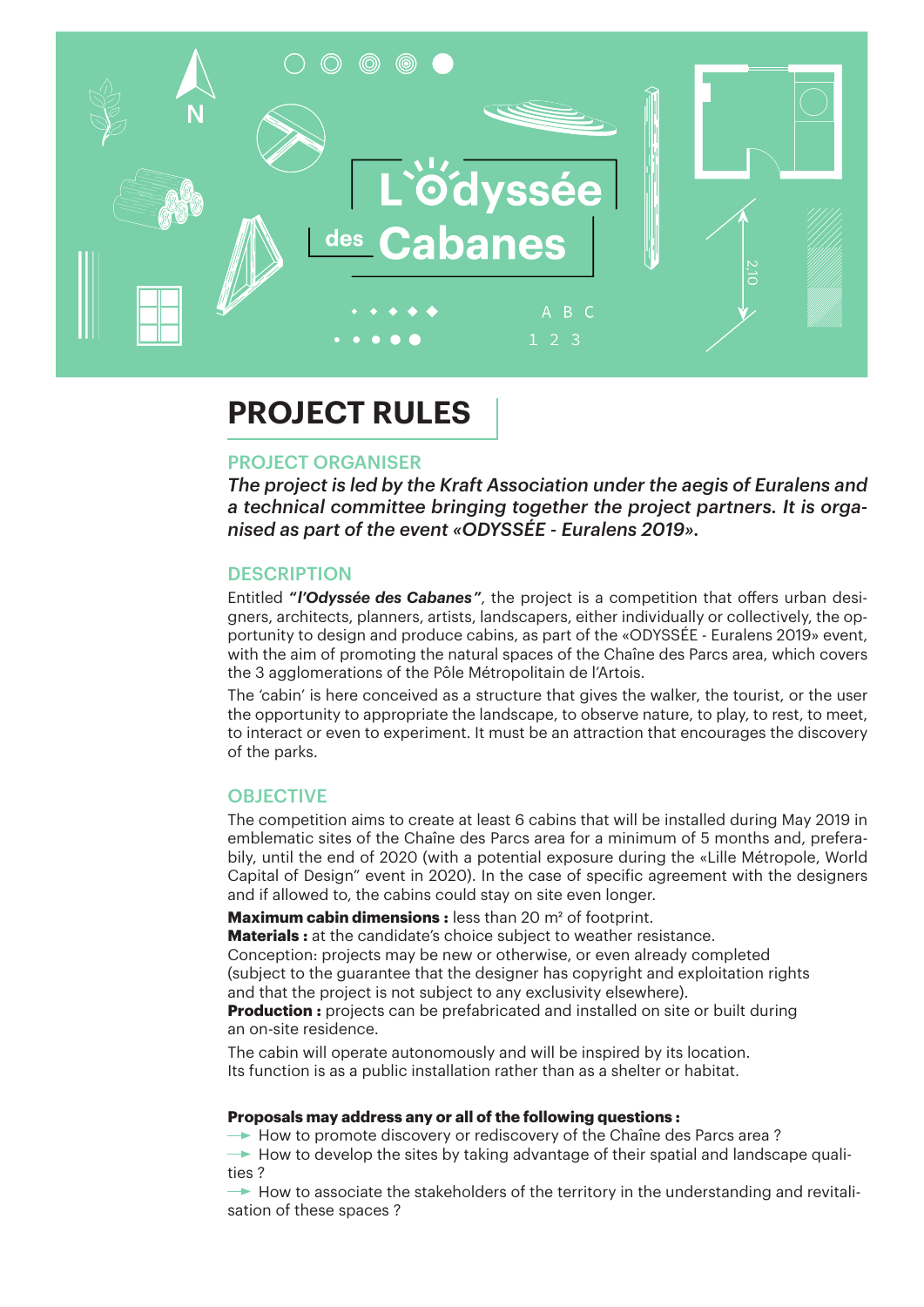L'Odyssée des Cabanes

# PROJECT RULES

## PROJECT ORGANISER

*The project is led by the Kraft Association under the aegis of Euralens and a technical committee bringing together the project partners. It is organised as part of the event «ODYSSÉE - Euralens 2019».*

## DESCRIPTION

Entitled ***"l'Odyssée des Cabanes"***, the project is a competition that offers urban designers, architects, planners, artists, landscapers, either individually or collectively, the opportunity to design and produce cabins, as part of the «ODYSSÉE - Euralens 2019» event, with the aim of promoting the natural spaces of the Chaîne des Parcs area, which covers the 3 agglomerations of the Pôle Métropolitain de l'Artois.

The 'cabin' is here conceived as a structure that gives the walker, the tourist, or the user the opportunity to appropriate the landscape, to observe nature, to play, to rest, to meet, to interact or even to experiment. It must be an attraction that encourages the discovery of the parks.

## OBJECTIVE

The competition aims to create at least 6 cabins that will be installed during May 2019 in emblematic sites of the Chaîne des Parcs area for a minimum of 5 months and, preferabily, until the end of 2020 (with a potential exposure during the «Lille Métropole, World Capital of Design" event in 2020). In the case of specific agreement with the designers and if allowed to, the cabins could stay on site even longer.

**Maximum cabin dimensions :** less than 20 m² of footprint.
**Materials :** at the candidate's choice subject to weather resistance.
Conception: projects may be new or otherwise, or even already completed (subject to the guarantee that the designer has copyright and exploitation rights and that the project is not subject to any exclusivity elsewhere).
**Production :** projects can be prefabricated and installed on site or built during an on-site residence.

The cabin will operate autonomously and will be inspired by its location.
Its function is as a public installation rather than as a shelter or habitat.

**Proposals may address any or all of the following questions :**

- How to promote discovery or rediscovery of the Chaîne des Parcs area ?
- How to develop the sites by taking advantage of their spatial and landscape qualities ?
- How to associate the stakeholders of the territory in the understanding and revitalisation of these spaces ?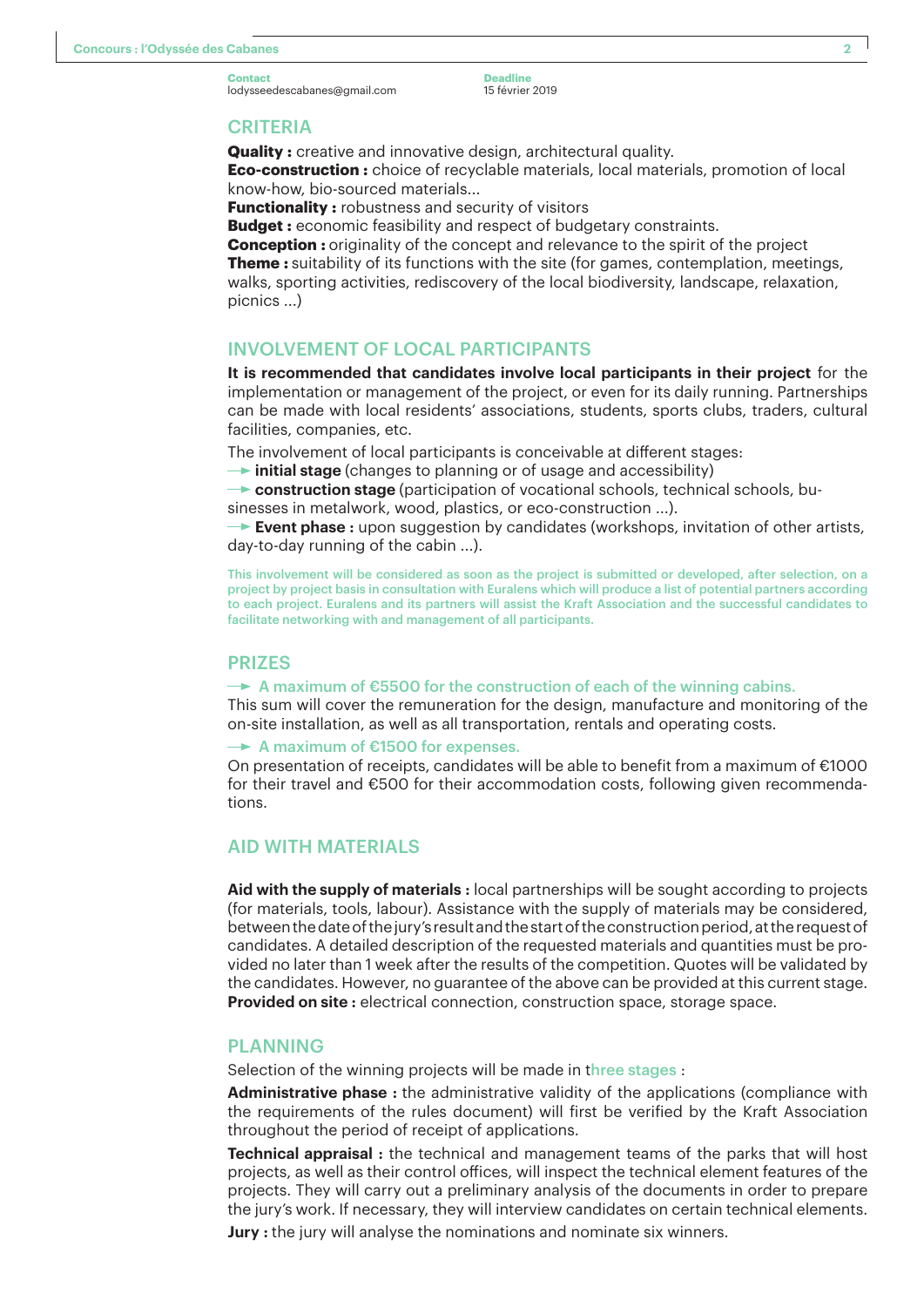**Contact**
lodysseedescabanes@gmail.com

**Deadline**
15 février 2019

## CRITERIA

**Quality :** creative and innovative design, architectural quality.
**Eco-construction :** choice of recyclable materials, local materials, promotion of local know-how, bio-sourced materials...
**Functionality :** robustness and security of visitors
**Budget :** economic feasibility and respect of budgetary constraints.
**Conception :** originality of the concept and relevance to the spirit of the project
**Theme :** suitability of its functions with the site (for games, contemplation, meetings, walks, sporting activities, rediscovery of the local biodiversity, landscape, relaxation, picnics ...)

## INVOLVEMENT OF LOCAL PARTICIPANTS

**It is recommended that candidates involve local participants in their project** for the implementation or management of the project, or even for its daily running. Partnerships can be made with local residents' associations, students, sports clubs, traders, cultural facilities, companies, etc.

The involvement of local participants is conceivable at different stages:

→ **initial stage** (changes to planning or of usage and accessibility)
→ **construction stage** (participation of vocational schools, technical schools, businesses in metalwork, wood, plastics, or eco-construction ...).
→ **Event phase :** upon suggestion by candidates (workshops, invitation of other artists, day-to-day running of the cabin ...).

This involvement will be considered as soon as the project is submitted or developed, after selection, on a project by project basis in consultation with Euralens which will produce a list of potential partners according to each project. Euralens and its partners will assist the Kraft Association and the successful candidates to facilitate networking with and management of all participants.

## PRIZES

→ A maximum of €5500 for the construction of each of the winning cabins.
This sum will cover the remuneration for the design, manufacture and monitoring of the on-site installation, as well as all transportation, rentals and operating costs.

→ A maximum of €1500 for expenses.
On presentation of receipts, candidates will be able to benefit from a maximum of €1000 for their travel and €500 for their accommodation costs, following given recommendations.

## AID WITH MATERIALS

**Aid with the supply of materials :** local partnerships will be sought according to projects (for materials, tools, labour). Assistance with the supply of materials may be considered, between the date of the jury's result and the start of the construction period, at the request of candidates. A detailed description of the requested materials and quantities must be provided no later than 1 week after the results of the competition. Quotes will be validated by the candidates. However, no guarantee of the above can be provided at this current stage.
**Provided on site :** electrical connection, construction space, storage space.

## PLANNING

Selection of the winning projects will be made in three stages :

**Administrative phase :** the administrative validity of the applications (compliance with the requirements of the rules document) will first be verified by the Kraft Association throughout the period of receipt of applications.

**Technical appraisal :** the technical and management teams of the parks that will host projects, as well as their control offices, will inspect the technical element features of the projects. They will carry out a preliminary analysis of the documents in order to prepare the jury's work. If necessary, they will interview candidates on certain technical elements.

**Jury :** the jury will analyse the nominations and nominate six winners.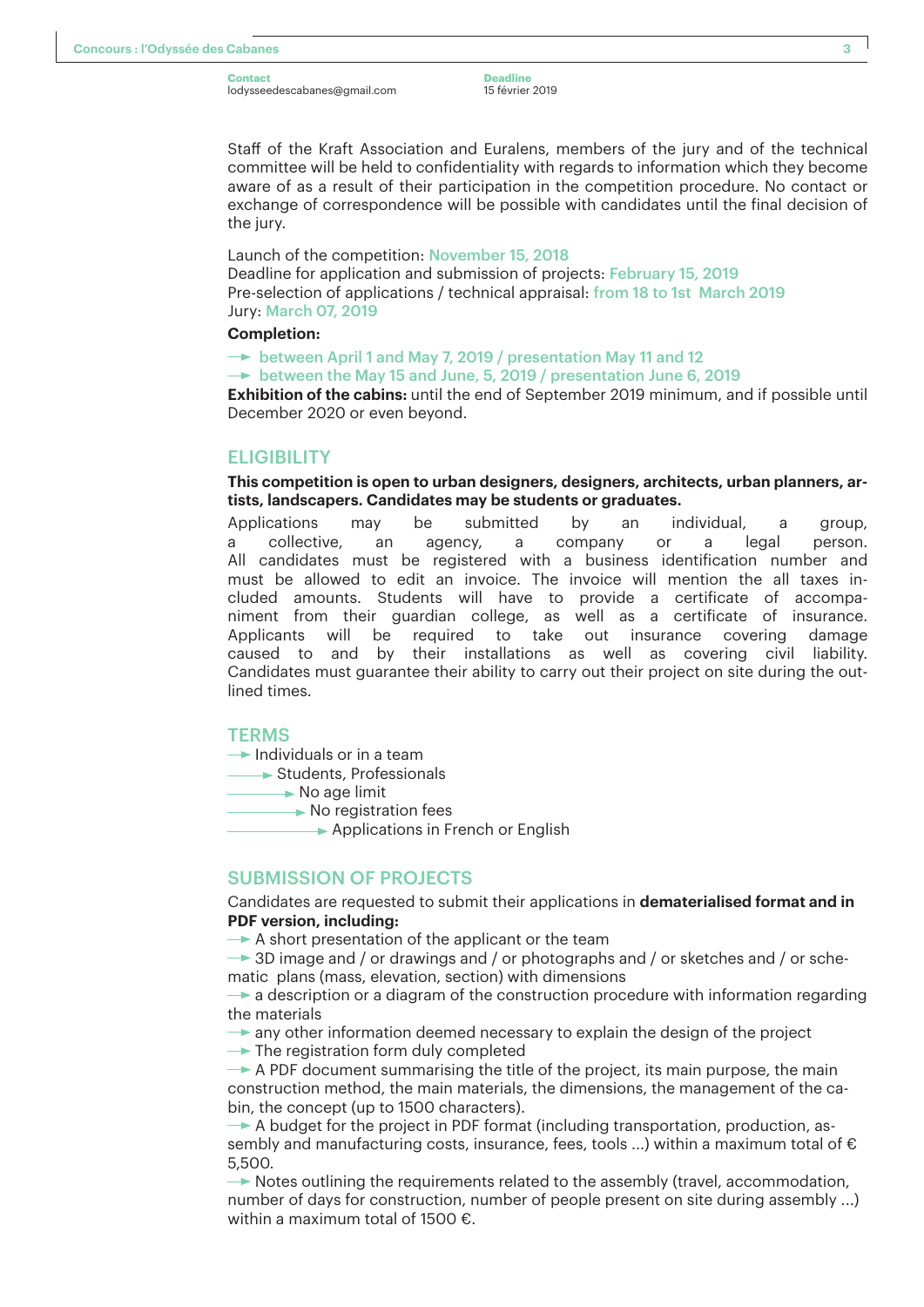**Contact**
lodysseedescabanes@gmail.com

**Deadline**
15 février 2019

Staff of the Kraft Association and Euralens, members of the jury and of the technical committee will be held to confidentiality with regards to information which they become aware of as a result of their participation in the competition procedure. No contact or exchange of correspondence will be possible with candidates until the final decision of the jury.

Launch of the competition: November 15, 2018
Deadline for application and submission of projects: February 15, 2019
Pre-selection of applications / technical appraisal: from 18 to 1st March 2019
Jury: March 07, 2019

**Completion:**

- → between April 1 and May 7, 2019 / presentation May 11 and 12
- → between the May 15 and June, 5, 2019 / presentation June 6, 2019

**Exhibition of the cabins:** until the end of September 2019 minimum, and if possible until December 2020 or even beyond.

## ELIGIBILITY

**This competition is open to urban designers, designers, architects, urban planners, artists, landscapers. Candidates may be students or graduates.**

Applications may be submitted by an individual, a group, a collective, an agency, a company or a legal person. All candidates must be registered with a business identification number and must be allowed to edit an invoice. The invoice will mention the all taxes included amounts. Students will have to provide a certificate of accompaniment from their guardian college, as well as a certificate of insurance. Applicants will be required to take out insurance covering damage caused to and by their installations as well as covering civil liability. Candidates must guarantee their ability to carry out their project on site during the outlined times.

## TERMS

- → Individuals or in a team
- → Students, Professionals
- → No age limit
- → No registration fees
- → Applications in French or English

## SUBMISSION OF PROJECTS

Candidates are requested to submit their applications in **dematerialised format and in PDF version, including:**

- → A short presentation of the applicant or the team
- → 3D image and / or drawings and / or photographs and / or sketches and / or schematic plans (mass, elevation, section) with dimensions
- → a description or a diagram of the construction procedure with information regarding the materials
- → any other information deemed necessary to explain the design of the project
- → The registration form duly completed
- → A PDF document summarising the title of the project, its main purpose, the main construction method, the main materials, the dimensions, the management of the cabin, the concept (up to 1500 characters).
- → A budget for the project in PDF format (including transportation, production, assembly and manufacturing costs, insurance, fees, tools ...) within a maximum total of € 5,500.
- → Notes outlining the requirements related to the assembly (travel, accommodation, number of days for construction, number of people present on site during assembly ...) within a maximum total of 1500 €.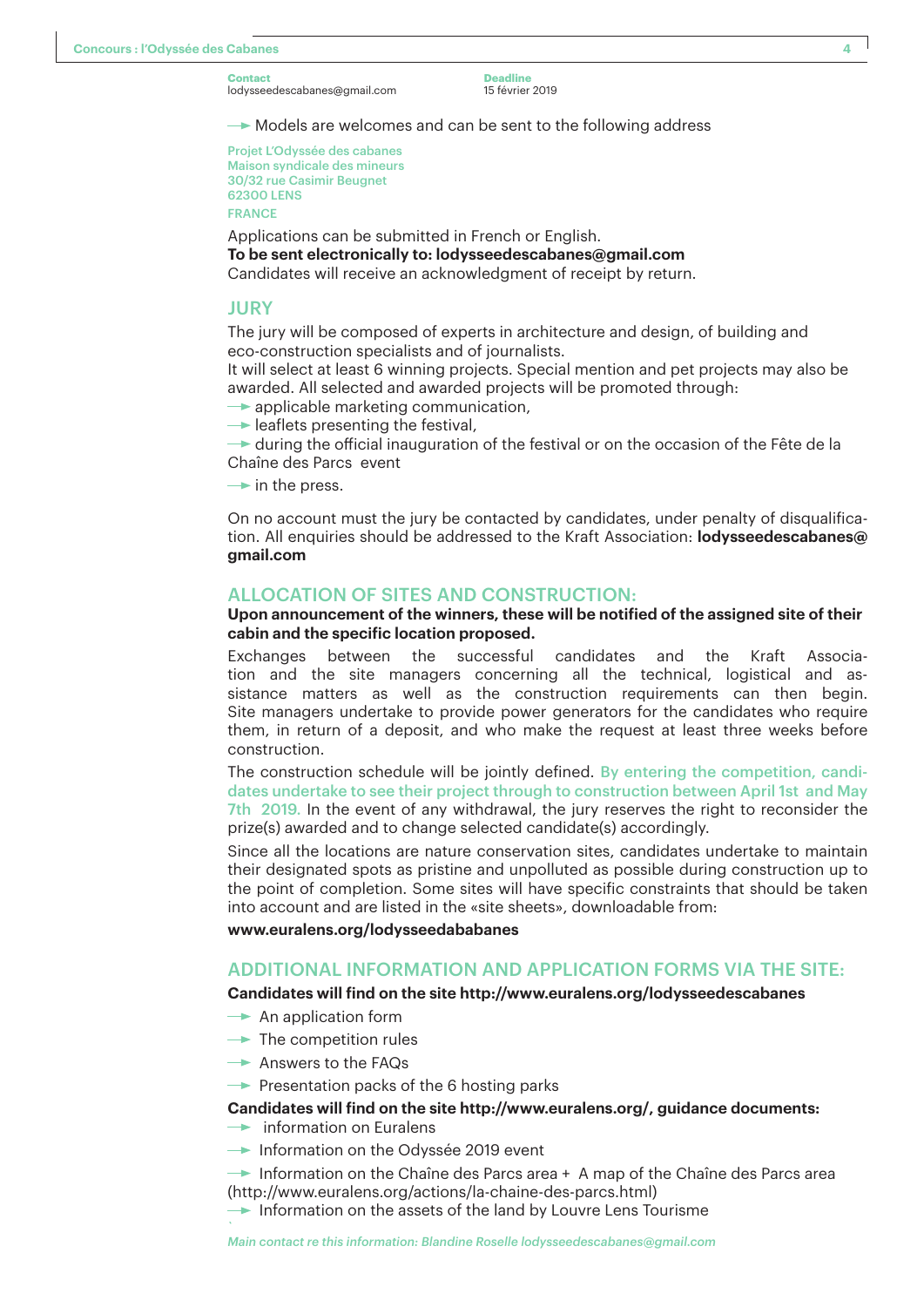**Contact**
lodysseedescabanes@gmail.com

**Deadline**
15 février 2019

→ Models are welcomes and can be sent to the following address

Projet L'Odyssée des cabanes
Maison syndicale des mineurs
30/32 rue Casimir Beugnet
62300 LENS
FRANCE

Applications can be submitted in French or English.
**To be sent electronically to: lodysseedescabanes@gmail.com**
Candidates will receive an acknowledgment of receipt by return.

## JURY

The jury will be composed of experts in architecture and design, of building and eco-construction specialists and of journalists.
It will select at least 6 winning projects. Special mention and pet projects may also be awarded. All selected and awarded projects will be promoted through:

- → applicable marketing communication,
- → leaflets presenting the festival,
- → during the official inauguration of the festival or on the occasion of the Fête de la Chaîne des Parcs event
- → in the press.

On no account must the jury be contacted by candidates, under penalty of disqualification. All enquiries should be addressed to the Kraft Association: **lodysseedescabanes@gmail.com**

## ALLOCATION OF SITES AND CONSTRUCTION:

**Upon announcement of the winners, these will be notified of the assigned site of their cabin and the specific location proposed.**

Exchanges between the successful candidates and the Kraft Association and the site managers concerning all the technical, logistical and assistance matters as well as the construction requirements can then begin. Site managers undertake to provide power generators for the candidates who require them, in return of a deposit, and who make the request at least three weeks before construction.

The construction schedule will be jointly defined. By entering the competition, candidates undertake to see their project through to construction between April 1st and May 7th 2019. In the event of any withdrawal, the jury reserves the right to reconsider the prize(s) awarded and to change selected candidate(s) accordingly.

Since all the locations are nature conservation sites, candidates undertake to maintain their designated spots as pristine and unpolluted as possible during construction up to the point of completion. Some sites will have specific constraints that should be taken into account and are listed in the «site sheets», downloadable from:

**www.euralens.org/lodysseedababanes**

## ADDITIONAL INFORMATION AND APPLICATION FORMS VIA THE SITE:

**Candidates will find on the site http://www.euralens.org/lodysseedescabanes**

- → An application form
- → The competition rules
- → Answers to the FAQs
- → Presentation packs of the 6 hosting parks

**Candidates will find on the site http://www.euralens.org/, guidance documents:**

- → information on Euralens
- → Information on the Odyssée 2019 event
- → Information on the Chaîne des Parcs area + A map of the Chaîne des Parcs area (http://www.euralens.org/actions/la-chaine-des-parcs.html)
- → Information on the assets of the land by Louvre Lens Tourisme

*Main contact re this information: Blandine Roselle lodysseedescabanes@gmail.com*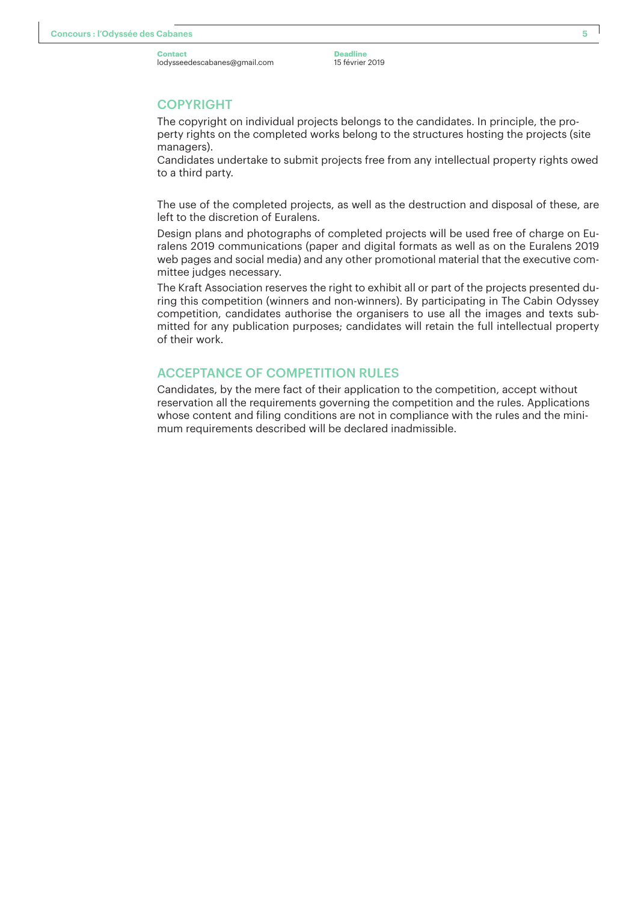**Contact**
lodysseedescabanes@gmail.com

**Deadline**
15 février 2019

## COPYRIGHT

The copyright on individual projects belongs to the candidates. In principle, the property rights on the completed works belong to the structures hosting the projects (site managers).

Candidates undertake to submit projects free from any intellectual property rights owed to a third party.

The use of the completed projects, as well as the destruction and disposal of these, are left to the discretion of Euralens.

Design plans and photographs of completed projects will be used free of charge on Euralens 2019 communications (paper and digital formats as well as on the Euralens 2019 web pages and social media) and any other promotional material that the executive committee judges necessary.

The Kraft Association reserves the right to exhibit all or part of the projects presented during this competition (winners and non-winners). By participating in The Cabin Odyssey competition, candidates authorise the organisers to use all the images and texts submitted for any publication purposes; candidates will retain the full intellectual property of their work.

## ACCEPTANCE OF COMPETITION RULES

Candidates, by the mere fact of their application to the competition, accept without reservation all the requirements governing the competition and the rules. Applications whose content and filing conditions are not in compliance with the rules and the minimum requirements described will be declared inadmissible.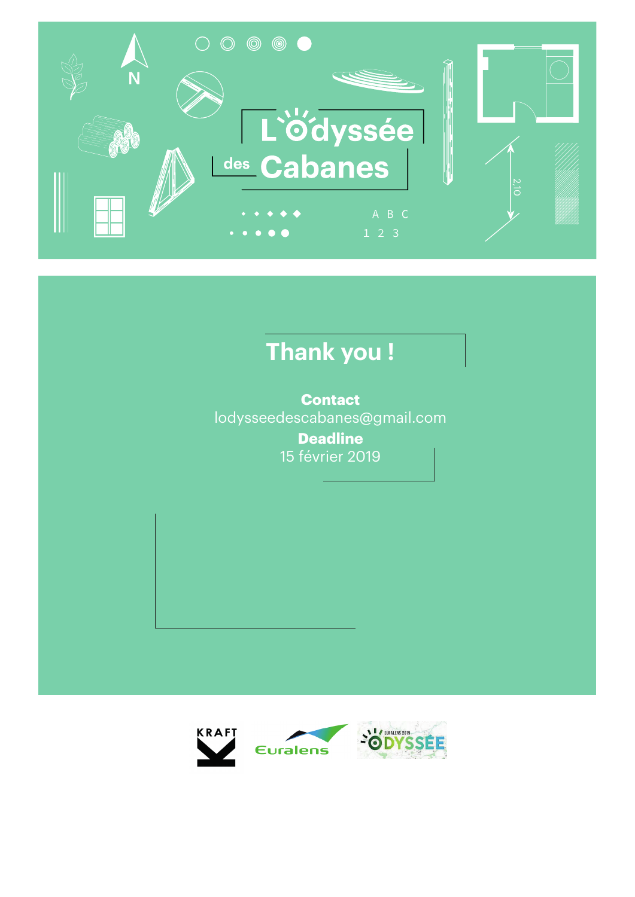# L'Odyssée des Cabanes

A B C

1 2 3

2,10

## Thank you !

**Contact**
lodysseedescabanes@gmail.com

**Deadline**
15 février 2019

KRAFT

Euralens

EURALENS 2019 ODYSSÉE